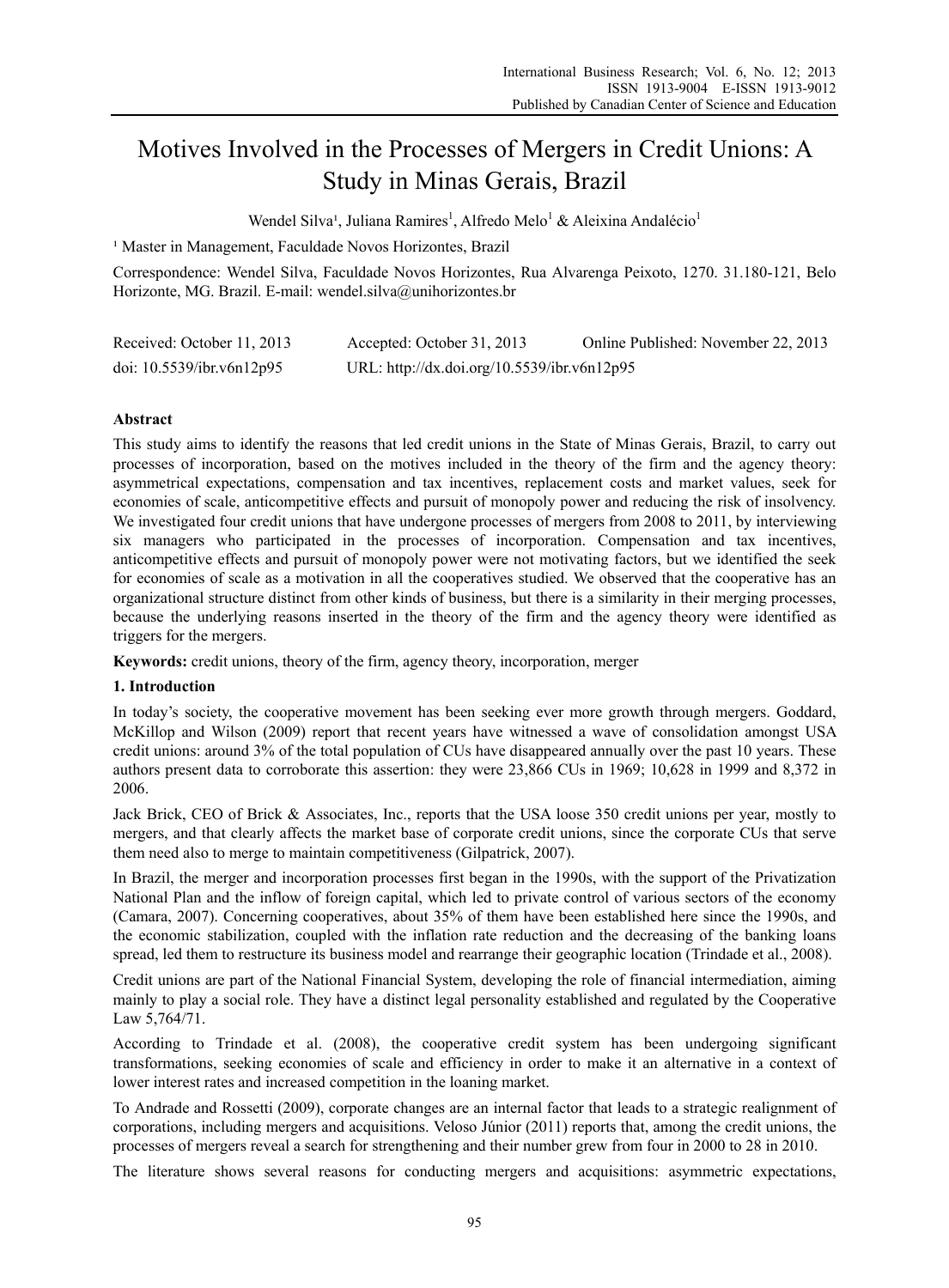# Motives Involved in the Processes of Mergers in Credit Unions: A Study in Minas Gerais, Brazil

Wendel Silva[1], Juliana Ramires[1], Alfredo Melo[1] & Aleixina Andalécio[1]

[1] Master in Management, Faculdade Novos Horizontes, Brazil

Correspondence: Wendel Silva, Faculdade Novos Horizontes, Rua Alvarenga Peixoto, 1270. 31.180-121, Belo Horizonte, MG. Brazil. E-mail: wendel.silva@unihorizontes.br

| Received: October 11, 2013 | Accepted: October 31, 2013 | Online Published: November 22, 2013 |
|---|---|---|
| doi: 10.5539/ibr.v6n12p95 | URL: http://dx.doi.org/10.5539/ibr.v6n12p95 | |

## Abstract

This study aims to identify the reasons that led credit unions in the State of Minas Gerais, Brazil, to carry out processes of incorporation, based on the motives included in the theory of the firm and the agency theory: asymmetrical expectations, compensation and tax incentives, replacement costs and market values, seek for economies of scale, anticompetitive effects and pursuit of monopoly power and reducing the risk of insolvency. We investigated four credit unions that have undergone processes of mergers from 2008 to 2011, by interviewing six managers who participated in the processes of incorporation. Compensation and tax incentives, anticompetitive effects and pursuit of monopoly power were not motivating factors, but we identified the seek for economies of scale as a motivation in all the cooperatives studied. We observed that the cooperative has an organizational structure distinct from other kinds of business, but there is a similarity in their merging processes, because the underlying reasons inserted in the theory of the firm and the agency theory were identified as triggers for the mergers.

**Keywords:** credit unions, theory of the firm, agency theory, incorporation, merger

## 1. Introduction

In today's society, the cooperative movement has been seeking ever more growth through mergers. Goddard, McKillop and Wilson (2009) report that recent years have witnessed a wave of consolidation amongst USA credit unions: around 3% of the total population of CUs have disappeared annually over the past 10 years. These authors present data to corroborate this assertion: they were 23,866 CUs in 1969; 10,628 in 1999 and 8,372 in 2006.

Jack Brick, CEO of Brick & Associates, Inc., reports that the USA loose 350 credit unions per year, mostly to mergers, and that clearly affects the market base of corporate credit unions, since the corporate CUs that serve them need also to merge to maintain competitiveness (Gilpatrick, 2007).

In Brazil, the merger and incorporation processes first began in the 1990s, with the support of the Privatization National Plan and the inflow of foreign capital, which led to private control of various sectors of the economy (Camara, 2007). Concerning cooperatives, about 35% of them have been established here since the 1990s, and the economic stabilization, coupled with the inflation rate reduction and the decreasing of the banking loans spread, led them to restructure its business model and rearrange their geographic location (Trindade et al., 2008).

Credit unions are part of the National Financial System, developing the role of financial intermediation, aiming mainly to play a social role. They have a distinct legal personality established and regulated by the Cooperative Law 5,764/71.

According to Trindade et al. (2008), the cooperative credit system has been undergoing significant transformations, seeking economies of scale and efficiency in order to make it an alternative in a context of lower interest rates and increased competition in the loaning market.

To Andrade and Rossetti (2009), corporate changes are an internal factor that leads to a strategic realignment of corporations, including mergers and acquisitions. Veloso Júnior (2011) reports that, among the credit unions, the processes of mergers reveal a search for strengthening and their number grew from four in 2000 to 28 in 2010.

The literature shows several reasons for conducting mergers and acquisitions: asymmetric expectations,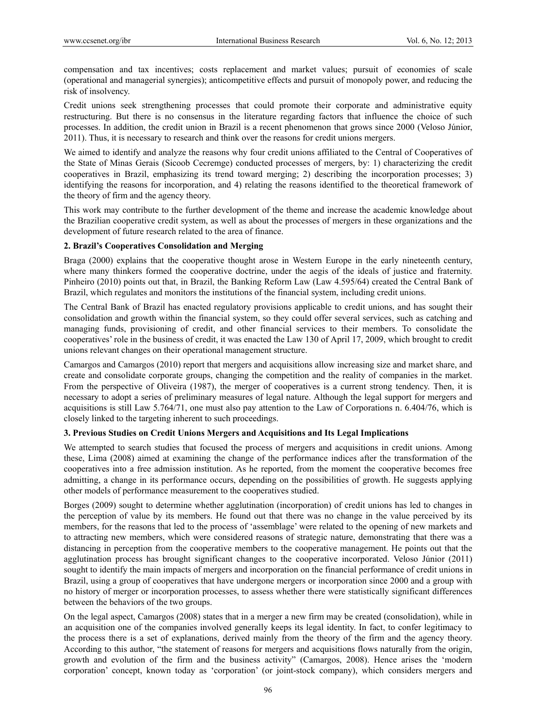compensation and tax incentives; costs replacement and market values; pursuit of economies of scale (operational and managerial synergies); anticompetitive effects and pursuit of monopoly power, and reducing the risk of insolvency.

Credit unions seek strengthening processes that could promote their corporate and administrative equity restructuring. But there is no consensus in the literature regarding factors that influence the choice of such processes. In addition, the credit union in Brazil is a recent phenomenon that grows since 2000 (Veloso Júnior, 2011). Thus, it is necessary to research and think over the reasons for credit unions mergers.

We aimed to identify and analyze the reasons why four credit unions affiliated to the Central of Cooperatives of the State of Minas Gerais (Sicoob Cecremge) conducted processes of mergers, by: 1) characterizing the credit cooperatives in Brazil, emphasizing its trend toward merging; 2) describing the incorporation processes; 3) identifying the reasons for incorporation, and 4) relating the reasons identified to the theoretical framework of the theory of firm and the agency theory.

This work may contribute to the further development of the theme and increase the academic knowledge about the Brazilian cooperative credit system, as well as about the processes of mergers in these organizations and the development of future research related to the area of finance.

## 2. Brazil's Cooperatives Consolidation and Merging

Braga (2000) explains that the cooperative thought arose in Western Europe in the early nineteenth century, where many thinkers formed the cooperative doctrine, under the aegis of the ideals of justice and fraternity. Pinheiro (2010) points out that, in Brazil, the Banking Reform Law (Law 4.595/64) created the Central Bank of Brazil, which regulates and monitors the institutions of the financial system, including credit unions.

The Central Bank of Brazil has enacted regulatory provisions applicable to credit unions, and has sought their consolidation and growth within the financial system, so they could offer several services, such as catching and managing funds, provisioning of credit, and other financial services to their members. To consolidate the cooperatives' role in the business of credit, it was enacted the Law 130 of April 17, 2009, which brought to credit unions relevant changes on their operational management structure.

Camargos and Camargos (2010) report that mergers and acquisitions allow increasing size and market share, and create and consolidate corporate groups, changing the competition and the reality of companies in the market. From the perspective of Oliveira (1987), the merger of cooperatives is a current strong tendency. Then, it is necessary to adopt a series of preliminary measures of legal nature. Although the legal support for mergers and acquisitions is still Law 5.764/71, one must also pay attention to the Law of Corporations n. 6.404/76, which is closely linked to the targeting inherent to such proceedings.

## 3. Previous Studies on Credit Unions Mergers and Acquisitions and Its Legal Implications

We attempted to search studies that focused the process of mergers and acquisitions in credit unions. Among these, Lima (2008) aimed at examining the change of the performance indices after the transformation of the cooperatives into a free admission institution. As he reported, from the moment the cooperative becomes free admitting, a change in its performance occurs, depending on the possibilities of growth. He suggests applying other models of performance measurement to the cooperatives studied.

Borges (2009) sought to determine whether agglutination (incorporation) of credit unions has led to changes in the perception of value by its members. He found out that there was no change in the value perceived by its members, for the reasons that led to the process of 'assemblage' were related to the opening of new markets and to attracting new members, which were considered reasons of strategic nature, demonstrating that there was a distancing in perception from the cooperative members to the cooperative management. He points out that the agglutination process has brought significant changes to the cooperative incorporated. Veloso Júnior (2011) sought to identify the main impacts of mergers and incorporation on the financial performance of credit unions in Brazil, using a group of cooperatives that have undergone mergers or incorporation since 2000 and a group with no history of merger or incorporation processes, to assess whether there were statistically significant differences between the behaviors of the two groups.

On the legal aspect, Camargos (2008) states that in a merger a new firm may be created (consolidation), while in an acquisition one of the companies involved generally keeps its legal identity. In fact, to confer legitimacy to the process there is a set of explanations, derived mainly from the theory of the firm and the agency theory. According to this author, "the statement of reasons for mergers and acquisitions flows naturally from the origin, growth and evolution of the firm and the business activity" (Camargos, 2008). Hence arises the 'modern corporation' concept, known today as 'corporation' (or joint-stock company), which considers mergers and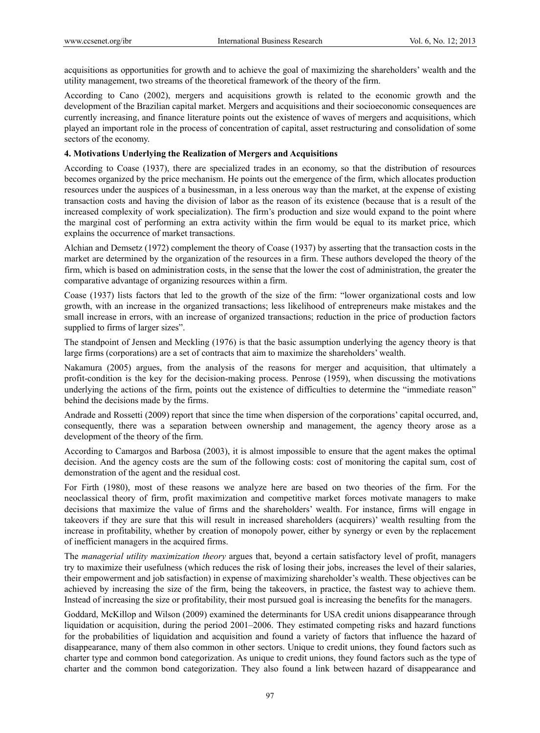acquisitions as opportunities for growth and to achieve the goal of maximizing the shareholders' wealth and the utility management, two streams of the theoretical framework of the theory of the firm.

According to Cano (2002), mergers and acquisitions growth is related to the economic growth and the development of the Brazilian capital market. Mergers and acquisitions and their socioeconomic consequences are currently increasing, and finance literature points out the existence of waves of mergers and acquisitions, which played an important role in the process of concentration of capital, asset restructuring and consolidation of some sectors of the economy.

## 4. Motivations Underlying the Realization of Mergers and Acquisitions

According to Coase (1937), there are specialized trades in an economy, so that the distribution of resources becomes organized by the price mechanism. He points out the emergence of the firm, which allocates production resources under the auspices of a businessman, in a less onerous way than the market, at the expense of existing transaction costs and having the division of labor as the reason of its existence (because that is a result of the increased complexity of work specialization). The firm's production and size would expand to the point where the marginal cost of performing an extra activity within the firm would be equal to its market price, which explains the occurrence of market transactions.

Alchian and Demsetz (1972) complement the theory of Coase (1937) by asserting that the transaction costs in the market are determined by the organization of the resources in a firm. These authors developed the theory of the firm, which is based on administration costs, in the sense that the lower the cost of administration, the greater the comparative advantage of organizing resources within a firm.

Coase (1937) lists factors that led to the growth of the size of the firm: "lower organizational costs and low growth, with an increase in the organized transactions; less likelihood of entrepreneurs make mistakes and the small increase in errors, with an increase of organized transactions; reduction in the price of production factors supplied to firms of larger sizes".

The standpoint of Jensen and Meckling (1976) is that the basic assumption underlying the agency theory is that large firms (corporations) are a set of contracts that aim to maximize the shareholders' wealth.

Nakamura (2005) argues, from the analysis of the reasons for merger and acquisition, that ultimately a profit-condition is the key for the decision-making process. Penrose (1959), when discussing the motivations underlying the actions of the firm, points out the existence of difficulties to determine the "immediate reason" behind the decisions made by the firms.

Andrade and Rossetti (2009) report that since the time when dispersion of the corporations' capital occurred, and, consequently, there was a separation between ownership and management, the agency theory arose as a development of the theory of the firm.

According to Camargos and Barbosa (2003), it is almost impossible to ensure that the agent makes the optimal decision. And the agency costs are the sum of the following costs: cost of monitoring the capital sum, cost of demonstration of the agent and the residual cost.

For Firth (1980), most of these reasons we analyze here are based on two theories of the firm. For the neoclassical theory of firm, profit maximization and competitive market forces motivate managers to make decisions that maximize the value of firms and the shareholders' wealth. For instance, firms will engage in takeovers if they are sure that this will result in increased shareholders (acquirers)' wealth resulting from the increase in profitability, whether by creation of monopoly power, either by synergy or even by the replacement of inefficient managers in the acquired firms.

The *managerial utility maximization theory* argues that, beyond a certain satisfactory level of profit, managers try to maximize their usefulness (which reduces the risk of losing their jobs, increases the level of their salaries, their empowerment and job satisfaction) in expense of maximizing shareholder's wealth. These objectives can be achieved by increasing the size of the firm, being the takeovers, in practice, the fastest way to achieve them. Instead of increasing the size or profitability, their most pursued goal is increasing the benefits for the managers.

Goddard, McKillop and Wilson (2009) examined the determinants for USA credit unions disappearance through liquidation or acquisition, during the period 2001–2006. They estimated competing risks and hazard functions for the probabilities of liquidation and acquisition and found a variety of factors that influence the hazard of disappearance, many of them also common in other sectors. Unique to credit unions, they found factors such as charter type and common bond categorization. As unique to credit unions, they found factors such as the type of charter and the common bond categorization. They also found a link between hazard of disappearance and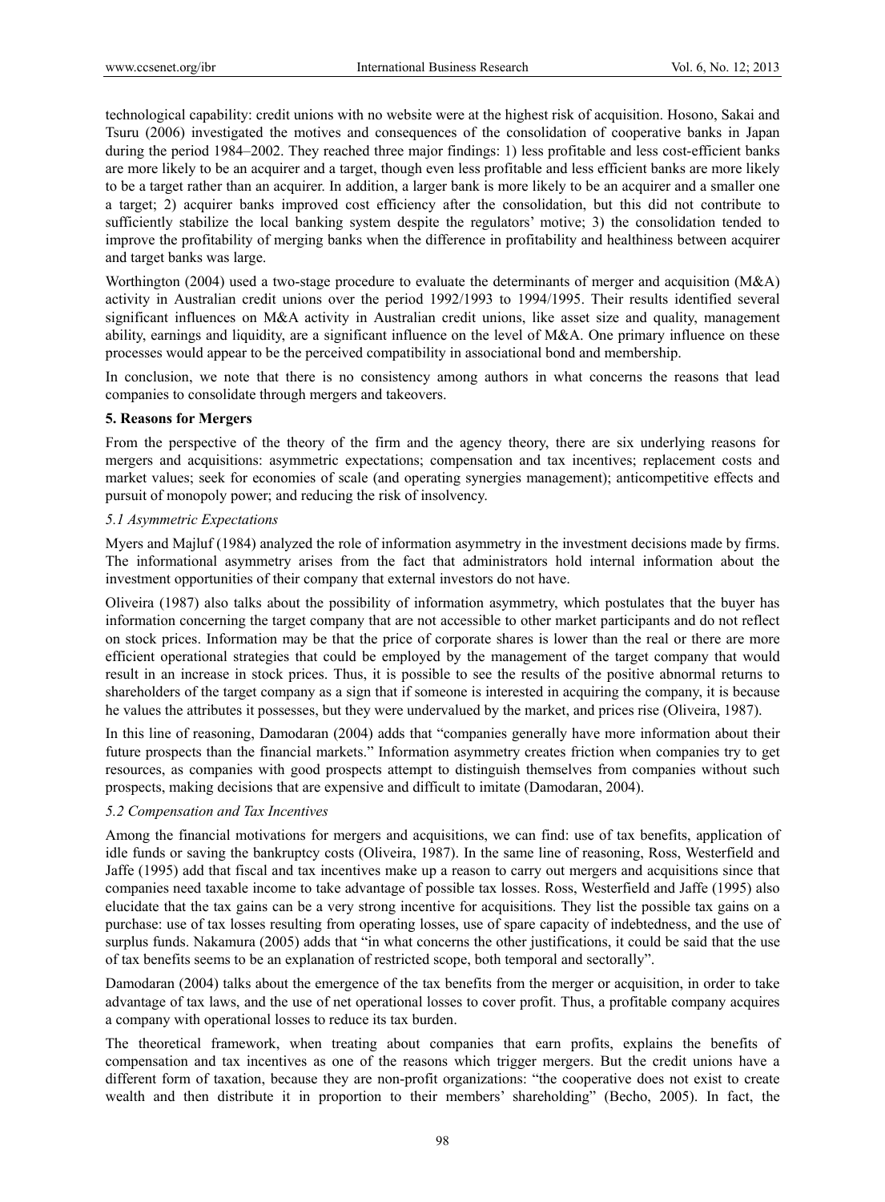technological capability: credit unions with no website were at the highest risk of acquisition. Hosono, Sakai and Tsuru (2006) investigated the motives and consequences of the consolidation of cooperative banks in Japan during the period 1984–2002. They reached three major findings: 1) less profitable and less cost-efficient banks are more likely to be an acquirer and a target, though even less profitable and less efficient banks are more likely to be a target rather than an acquirer. In addition, a larger bank is more likely to be an acquirer and a smaller one a target; 2) acquirer banks improved cost efficiency after the consolidation, but this did not contribute to sufficiently stabilize the local banking system despite the regulators' motive; 3) the consolidation tended to improve the profitability of merging banks when the difference in profitability and healthiness between acquirer and target banks was large.

Worthington (2004) used a two-stage procedure to evaluate the determinants of merger and acquisition (M&A) activity in Australian credit unions over the period 1992/1993 to 1994/1995. Their results identified several significant influences on M&A activity in Australian credit unions, like asset size and quality, management ability, earnings and liquidity, are a significant influence on the level of M&A. One primary influence on these processes would appear to be the perceived compatibility in associational bond and membership.

In conclusion, we note that there is no consistency among authors in what concerns the reasons that lead companies to consolidate through mergers and takeovers.

## 5. Reasons for Mergers

From the perspective of the theory of the firm and the agency theory, there are six underlying reasons for mergers and acquisitions: asymmetric expectations; compensation and tax incentives; replacement costs and market values; seek for economies of scale (and operating synergies management); anticompetitive effects and pursuit of monopoly power; and reducing the risk of insolvency.

### *5.1 Asymmetric Expectations*

Myers and Majluf (1984) analyzed the role of information asymmetry in the investment decisions made by firms. The informational asymmetry arises from the fact that administrators hold internal information about the investment opportunities of their company that external investors do not have.

Oliveira (1987) also talks about the possibility of information asymmetry, which postulates that the buyer has information concerning the target company that are not accessible to other market participants and do not reflect on stock prices. Information may be that the price of corporate shares is lower than the real or there are more efficient operational strategies that could be employed by the management of the target company that would result in an increase in stock prices. Thus, it is possible to see the results of the positive abnormal returns to shareholders of the target company as a sign that if someone is interested in acquiring the company, it is because he values the attributes it possesses, but they were undervalued by the market, and prices rise (Oliveira, 1987).

In this line of reasoning, Damodaran (2004) adds that "companies generally have more information about their future prospects than the financial markets." Information asymmetry creates friction when companies try to get resources, as companies with good prospects attempt to distinguish themselves from companies without such prospects, making decisions that are expensive and difficult to imitate (Damodaran, 2004).

### *5.2 Compensation and Tax Incentives*

Among the financial motivations for mergers and acquisitions, we can find: use of tax benefits, application of idle funds or saving the bankruptcy costs (Oliveira, 1987). In the same line of reasoning, Ross, Westerfield and Jaffe (1995) add that fiscal and tax incentives make up a reason to carry out mergers and acquisitions since that companies need taxable income to take advantage of possible tax losses. Ross, Westerfield and Jaffe (1995) also elucidate that the tax gains can be a very strong incentive for acquisitions. They list the possible tax gains on a purchase: use of tax losses resulting from operating losses, use of spare capacity of indebtedness, and the use of surplus funds. Nakamura (2005) adds that "in what concerns the other justifications, it could be said that the use of tax benefits seems to be an explanation of restricted scope, both temporal and sectorally".

Damodaran (2004) talks about the emergence of the tax benefits from the merger or acquisition, in order to take advantage of tax laws, and the use of net operational losses to cover profit. Thus, a profitable company acquires a company with operational losses to reduce its tax burden.

The theoretical framework, when treating about companies that earn profits, explains the benefits of compensation and tax incentives as one of the reasons which trigger mergers. But the credit unions have a different form of taxation, because they are non-profit organizations: "the cooperative does not exist to create wealth and then distribute it in proportion to their members' shareholding" (Becho, 2005). In fact, the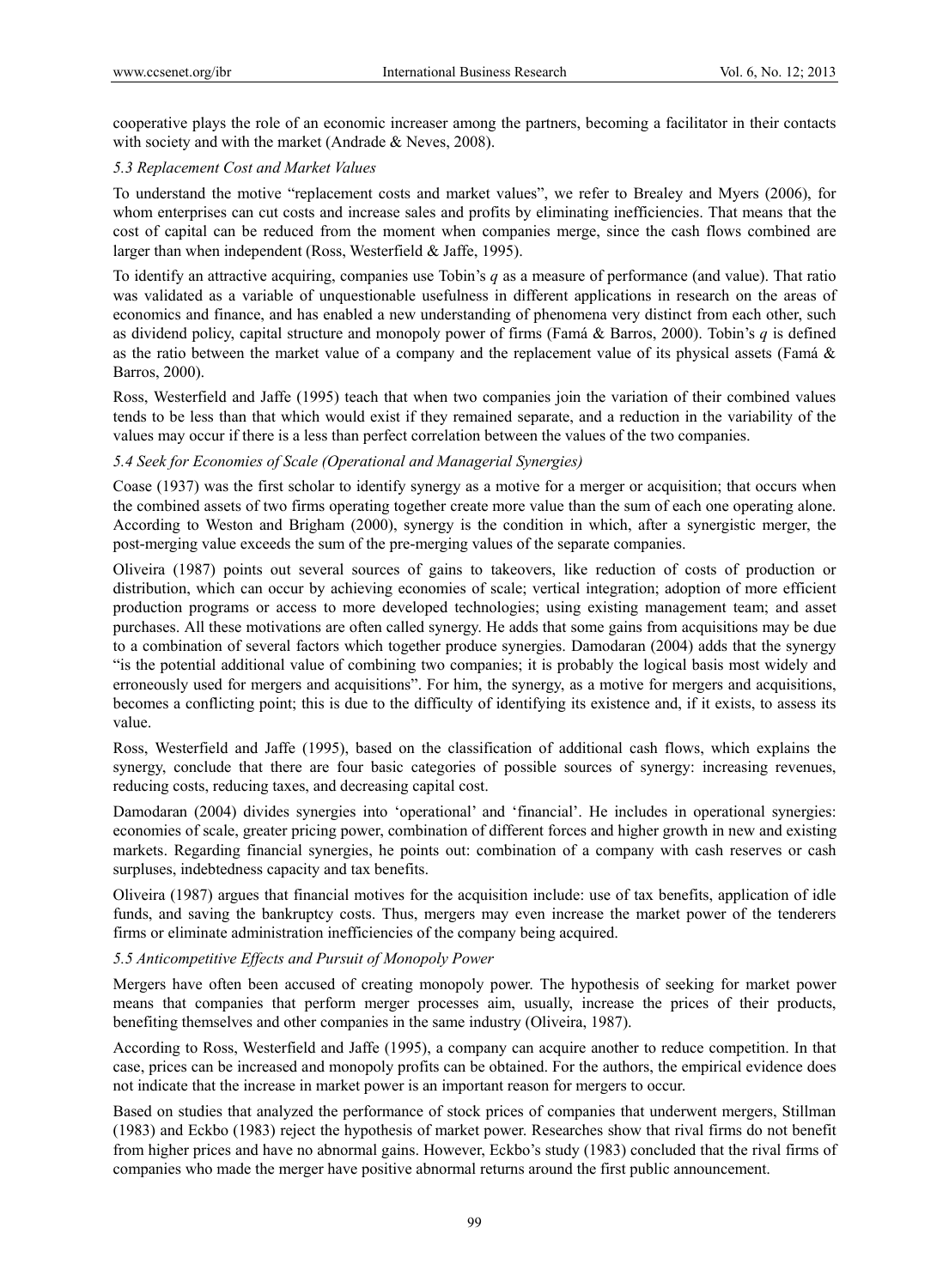cooperative plays the role of an economic increaser among the partners, becoming a facilitator in their contacts with society and with the market (Andrade & Neves, 2008).

### *5.3 Replacement Cost and Market Values*

To understand the motive "replacement costs and market values", we refer to Brealey and Myers (2006), for whom enterprises can cut costs and increase sales and profits by eliminating inefficiencies. That means that the cost of capital can be reduced from the moment when companies merge, since the cash flows combined are larger than when independent (Ross, Westerfield & Jaffe, 1995).

To identify an attractive acquiring, companies use Tobin's *q* as a measure of performance (and value). That ratio was validated as a variable of unquestionable usefulness in different applications in research on the areas of economics and finance, and has enabled a new understanding of phenomena very distinct from each other, such as dividend policy, capital structure and monopoly power of firms (Famá & Barros, 2000). Tobin's *q* is defined as the ratio between the market value of a company and the replacement value of its physical assets (Famá & Barros, 2000).

Ross, Westerfield and Jaffe (1995) teach that when two companies join the variation of their combined values tends to be less than that which would exist if they remained separate, and a reduction in the variability of the values may occur if there is a less than perfect correlation between the values of the two companies.

### *5.4 Seek for Economies of Scale (Operational and Managerial Synergies)*

Coase (1937) was the first scholar to identify synergy as a motive for a merger or acquisition; that occurs when the combined assets of two firms operating together create more value than the sum of each one operating alone. According to Weston and Brigham (2000), synergy is the condition in which, after a synergistic merger, the post-merging value exceeds the sum of the pre-merging values of the separate companies.

Oliveira (1987) points out several sources of gains to takeovers, like reduction of costs of production or distribution, which can occur by achieving economies of scale; vertical integration; adoption of more efficient production programs or access to more developed technologies; using existing management team; and asset purchases. All these motivations are often called synergy. He adds that some gains from acquisitions may be due to a combination of several factors which together produce synergies. Damodaran (2004) adds that the synergy "is the potential additional value of combining two companies; it is probably the logical basis most widely and erroneously used for mergers and acquisitions". For him, the synergy, as a motive for mergers and acquisitions, becomes a conflicting point; this is due to the difficulty of identifying its existence and, if it exists, to assess its value.

Ross, Westerfield and Jaffe (1995), based on the classification of additional cash flows, which explains the synergy, conclude that there are four basic categories of possible sources of synergy: increasing revenues, reducing costs, reducing taxes, and decreasing capital cost.

Damodaran (2004) divides synergies into 'operational' and 'financial'. He includes in operational synergies: economies of scale, greater pricing power, combination of different forces and higher growth in new and existing markets. Regarding financial synergies, he points out: combination of a company with cash reserves or cash surpluses, indebtedness capacity and tax benefits.

Oliveira (1987) argues that financial motives for the acquisition include: use of tax benefits, application of idle funds, and saving the bankruptcy costs. Thus, mergers may even increase the market power of the tenderers firms or eliminate administration inefficiencies of the company being acquired.

### *5.5 Anticompetitive Effects and Pursuit of Monopoly Power*

Mergers have often been accused of creating monopoly power. The hypothesis of seeking for market power means that companies that perform merger processes aim, usually, increase the prices of their products, benefiting themselves and other companies in the same industry (Oliveira, 1987).

According to Ross, Westerfield and Jaffe (1995), a company can acquire another to reduce competition. In that case, prices can be increased and monopoly profits can be obtained. For the authors, the empirical evidence does not indicate that the increase in market power is an important reason for mergers to occur.

Based on studies that analyzed the performance of stock prices of companies that underwent mergers, Stillman (1983) and Eckbo (1983) reject the hypothesis of market power. Researches show that rival firms do not benefit from higher prices and have no abnormal gains. However, Eckbo's study (1983) concluded that the rival firms of companies who made the merger have positive abnormal returns around the first public announcement.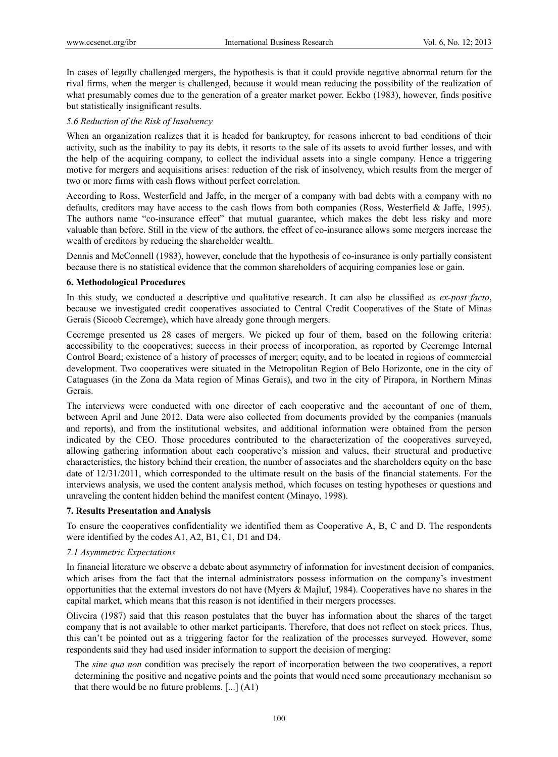In cases of legally challenged mergers, the hypothesis is that it could provide negative abnormal return for the rival firms, when the merger is challenged, because it would mean reducing the possibility of the realization of what presumably comes due to the generation of a greater market power. Eckbo (1983), however, finds positive but statistically insignificant results.

### *5.6 Reduction of the Risk of Insolvency*

When an organization realizes that it is headed for bankruptcy, for reasons inherent to bad conditions of their activity, such as the inability to pay its debts, it resorts to the sale of its assets to avoid further losses, and with the help of the acquiring company, to collect the individual assets into a single company. Hence a triggering motive for mergers and acquisitions arises: reduction of the risk of insolvency, which results from the merger of two or more firms with cash flows without perfect correlation.

According to Ross, Westerfield and Jaffe, in the merger of a company with bad debts with a company with no defaults, creditors may have access to the cash flows from both companies (Ross, Westerfield & Jaffe, 1995). The authors name "co-insurance effect" that mutual guarantee, which makes the debt less risky and more valuable than before. Still in the view of the authors, the effect of co-insurance allows some mergers increase the wealth of creditors by reducing the shareholder wealth.

Dennis and McConnell (1983), however, conclude that the hypothesis of co-insurance is only partially consistent because there is no statistical evidence that the common shareholders of acquiring companies lose or gain.

## **6. Methodological Procedures**

In this study, we conducted a descriptive and qualitative research. It can also be classified as *ex-post facto*, because we investigated credit cooperatives associated to Central Credit Cooperatives of the State of Minas Gerais (Sicoob Cecremge), which have already gone through mergers.

Cecremge presented us 28 cases of mergers. We picked up four of them, based on the following criteria: accessibility to the cooperatives; success in their process of incorporation, as reported by Cecremge Internal Control Board; existence of a history of processes of merger; equity, and to be located in regions of commercial development. Two cooperatives were situated in the Metropolitan Region of Belo Horizonte, one in the city of Cataguases (in the Zona da Mata region of Minas Gerais), and two in the city of Pirapora, in Northern Minas Gerais.

The interviews were conducted with one director of each cooperative and the accountant of one of them, between April and June 2012. Data were also collected from documents provided by the companies (manuals and reports), and from the institutional websites, and additional information were obtained from the person indicated by the CEO. Those procedures contributed to the characterization of the cooperatives surveyed, allowing gathering information about each cooperative's mission and values, their structural and productive characteristics, the history behind their creation, the number of associates and the shareholders equity on the base date of 12/31/2011, which corresponded to the ultimate result on the basis of the financial statements. For the interviews analysis, we used the content analysis method, which focuses on testing hypotheses or questions and unraveling the content hidden behind the manifest content (Minayo, 1998).

## **7. Results Presentation and Analysis**

To ensure the cooperatives confidentiality we identified them as Cooperative A, B, C and D. The respondents were identified by the codes A1, A2, B1, C1, D1 and D4.

### *7.1 Asymmetric Expectations*

In financial literature we observe a debate about asymmetry of information for investment decision of companies, which arises from the fact that the internal administrators possess information on the company's investment opportunities that the external investors do not have (Myers & Majluf, 1984). Cooperatives have no shares in the capital market, which means that this reason is not identified in their mergers processes.

Oliveira (1987) said that this reason postulates that the buyer has information about the shares of the target company that is not available to other market participants. Therefore, that does not reflect on stock prices. Thus, this can't be pointed out as a triggering factor for the realization of the processes surveyed. However, some respondents said they had used insider information to support the decision of merging:

> The *sine qua non* condition was precisely the report of incorporation between the two cooperatives, a report determining the positive and negative points and the points that would need some precautionary mechanism so that there would be no future problems. [...] (A1)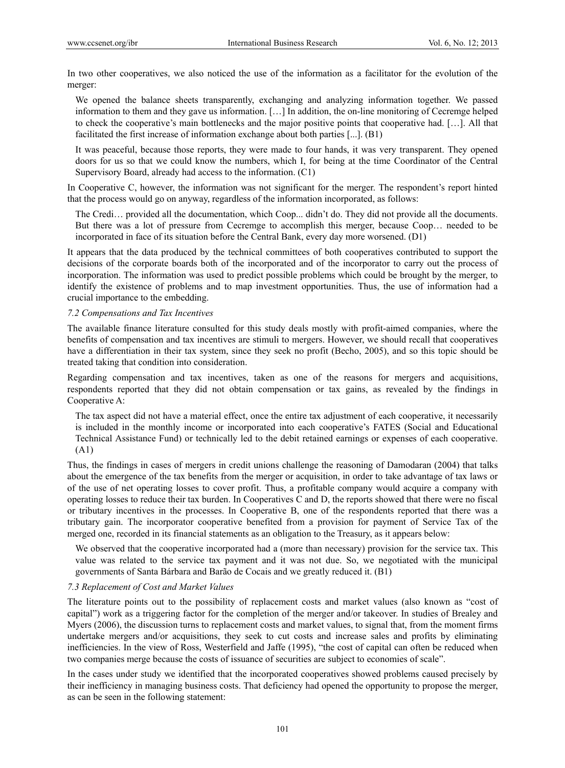In two other cooperatives, we also noticed the use of the information as a facilitator for the evolution of the merger:

> We opened the balance sheets transparently, exchanging and analyzing information together. We passed information to them and they gave us information. […] In addition, the on-line monitoring of Cecremge helped to check the cooperative's main bottlenecks and the major positive points that cooperative had. […]. All that facilitated the first increase of information exchange about both parties [...]. (B1)

> It was peaceful, because those reports, they were made to four hands, it was very transparent. They opened doors for us so that we could know the numbers, which I, for being at the time Coordinator of the Central Supervisory Board, already had access to the information. (C1)

In Cooperative C, however, the information was not significant for the merger. The respondent's report hinted that the process would go on anyway, regardless of the information incorporated, as follows:

> The Credi… provided all the documentation, which Coop... didn't do. They did not provide all the documents. But there was a lot of pressure from Cecremge to accomplish this merger, because Coop… needed to be incorporated in face of its situation before the Central Bank, every day more worsened. (D1)

It appears that the data produced by the technical committees of both cooperatives contributed to support the decisions of the corporate boards both of the incorporated and of the incorporator to carry out the process of incorporation. The information was used to predict possible problems which could be brought by the merger, to identify the existence of problems and to map investment opportunities. Thus, the use of information had a crucial importance to the embedding.

### *7.2 Compensations and Tax Incentives*

The available finance literature consulted for this study deals mostly with profit-aimed companies, where the benefits of compensation and tax incentives are stimuli to mergers. However, we should recall that cooperatives have a differentiation in their tax system, since they seek no profit (Becho, 2005), and so this topic should be treated taking that condition into consideration.

Regarding compensation and tax incentives, taken as one of the reasons for mergers and acquisitions, respondents reported that they did not obtain compensation or tax gains, as revealed by the findings in Cooperative A:

> The tax aspect did not have a material effect, once the entire tax adjustment of each cooperative, it necessarily is included in the monthly income or incorporated into each cooperative's FATES (Social and Educational Technical Assistance Fund) or technically led to the debit retained earnings or expenses of each cooperative. (A1)

Thus, the findings in cases of mergers in credit unions challenge the reasoning of Damodaran (2004) that talks about the emergence of the tax benefits from the merger or acquisition, in order to take advantage of tax laws or of the use of net operating losses to cover profit. Thus, a profitable company would acquire a company with operating losses to reduce their tax burden. In Cooperatives C and D, the reports showed that there were no fiscal or tributary incentives in the processes. In Cooperative B, one of the respondents reported that there was a tributary gain. The incorporator cooperative benefited from a provision for payment of Service Tax of the merged one, recorded in its financial statements as an obligation to the Treasury, as it appears below:

> We observed that the cooperative incorporated had a (more than necessary) provision for the service tax. This value was related to the service tax payment and it was not due. So, we negotiated with the municipal governments of Santa Bárbara and Barão de Cocais and we greatly reduced it. (B1)

### *7.3 Replacement of Cost and Market Values*

The literature points out to the possibility of replacement costs and market values (also known as "cost of capital") work as a triggering factor for the completion of the merger and/or takeover. In studies of Brealey and Myers (2006), the discussion turns to replacement costs and market values, to signal that, from the moment firms undertake mergers and/or acquisitions, they seek to cut costs and increase sales and profits by eliminating inefficiencies. In the view of Ross, Westerfield and Jaffe (1995), "the cost of capital can often be reduced when two companies merge because the costs of issuance of securities are subject to economies of scale".

In the cases under study we identified that the incorporated cooperatives showed problems caused precisely by their inefficiency in managing business costs. That deficiency had opened the opportunity to propose the merger, as can be seen in the following statement: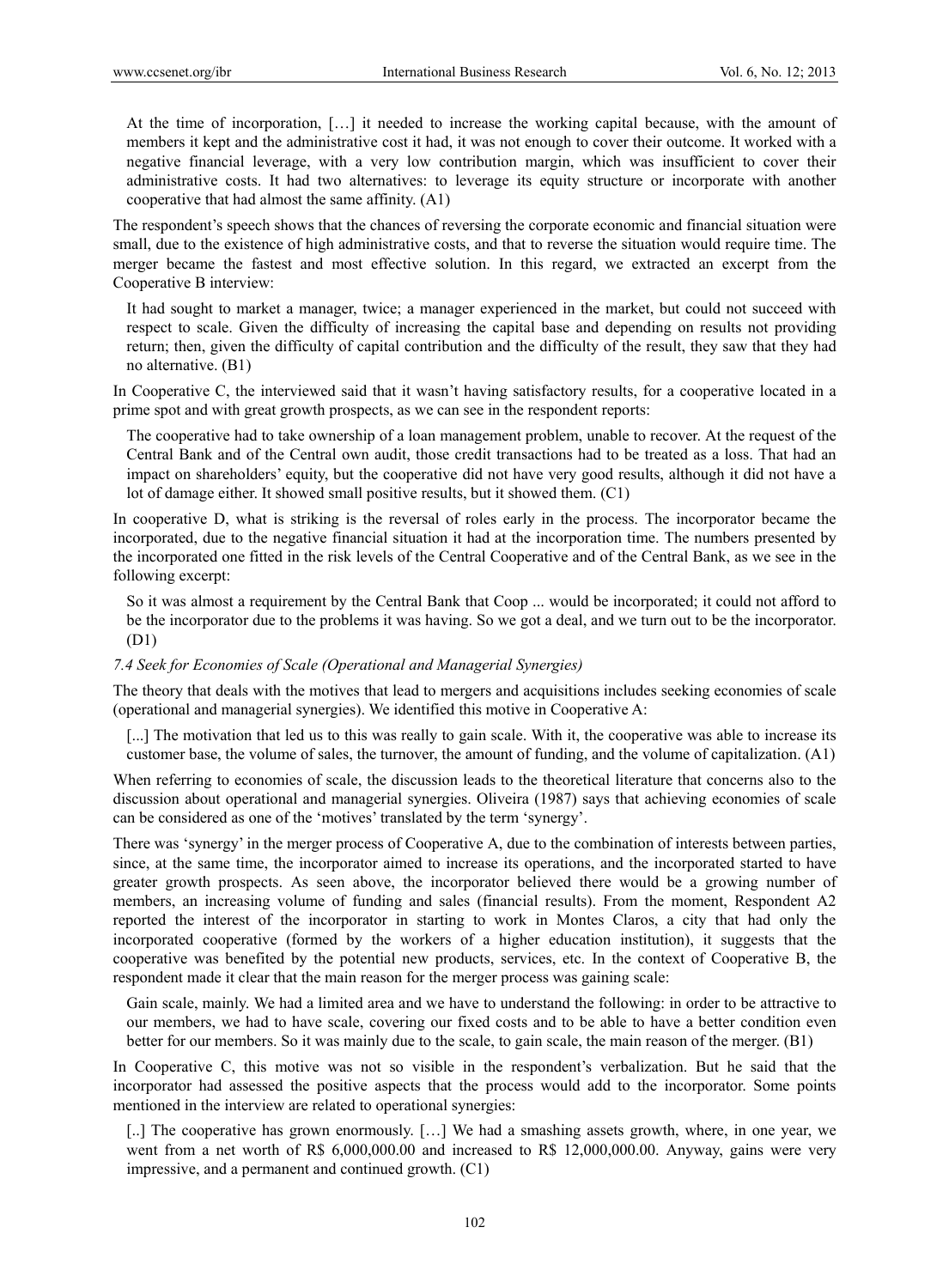> At the time of incorporation, […] it needed to increase the working capital because, with the amount of members it kept and the administrative cost it had, it was not enough to cover their outcome. It worked with a negative financial leverage, with a very low contribution margin, which was insufficient to cover their administrative costs. It had two alternatives: to leverage its equity structure or incorporate with another cooperative that had almost the same affinity. (A1)

The respondent's speech shows that the chances of reversing the corporate economic and financial situation were small, due to the existence of high administrative costs, and that to reverse the situation would require time. The merger became the fastest and most effective solution. In this regard, we extracted an excerpt from the Cooperative B interview:

> It had sought to market a manager, twice; a manager experienced in the market, but could not succeed with respect to scale. Given the difficulty of increasing the capital base and depending on results not providing return; then, given the difficulty of capital contribution and the difficulty of the result, they saw that they had no alternative. (B1)

In Cooperative C, the interviewed said that it wasn't having satisfactory results, for a cooperative located in a prime spot and with great growth prospects, as we can see in the respondent reports:

> The cooperative had to take ownership of a loan management problem, unable to recover. At the request of the Central Bank and of the Central own audit, those credit transactions had to be treated as a loss. That had an impact on shareholders' equity, but the cooperative did not have very good results, although it did not have a lot of damage either. It showed small positive results, but it showed them. (C1)

In cooperative D, what is striking is the reversal of roles early in the process. The incorporator became the incorporated, due to the negative financial situation it had at the incorporation time. The numbers presented by the incorporated one fitted in the risk levels of the Central Cooperative and of the Central Bank, as we see in the following excerpt:

> So it was almost a requirement by the Central Bank that Coop ... would be incorporated; it could not afford to be the incorporator due to the problems it was having. So we got a deal, and we turn out to be the incorporator. (D1)

### *7.4 Seek for Economies of Scale (Operational and Managerial Synergies)*

The theory that deals with the motives that lead to mergers and acquisitions includes seeking economies of scale (operational and managerial synergies). We identified this motive in Cooperative A:

> [...] The motivation that led us to this was really to gain scale. With it, the cooperative was able to increase its customer base, the volume of sales, the turnover, the amount of funding, and the volume of capitalization. (A1)

When referring to economies of scale, the discussion leads to the theoretical literature that concerns also to the discussion about operational and managerial synergies. Oliveira (1987) says that achieving economies of scale can be considered as one of the 'motives' translated by the term 'synergy'.

There was 'synergy' in the merger process of Cooperative A, due to the combination of interests between parties, since, at the same time, the incorporator aimed to increase its operations, and the incorporated started to have greater growth prospects. As seen above, the incorporator believed there would be a growing number of members, an increasing volume of funding and sales (financial results). From the moment, Respondent A2 reported the interest of the incorporator in starting to work in Montes Claros, a city that had only the incorporated cooperative (formed by the workers of a higher education institution), it suggests that the cooperative was benefited by the potential new products, services, etc. In the context of Cooperative B, the respondent made it clear that the main reason for the merger process was gaining scale:

> Gain scale, mainly. We had a limited area and we have to understand the following: in order to be attractive to our members, we had to have scale, covering our fixed costs and to be able to have a better condition even better for our members. So it was mainly due to the scale, to gain scale, the main reason of the merger. (B1)

In Cooperative C, this motive was not so visible in the respondent's verbalization. But he said that the incorporator had assessed the positive aspects that the process would add to the incorporator. Some points mentioned in the interview are related to operational synergies:

> [..] The cooperative has grown enormously. […] We had a smashing assets growth, where, in one year, we went from a net worth of R$ 6,000,000.00 and increased to R$ 12,000,000.00. Anyway, gains were very impressive, and a permanent and continued growth. (C1)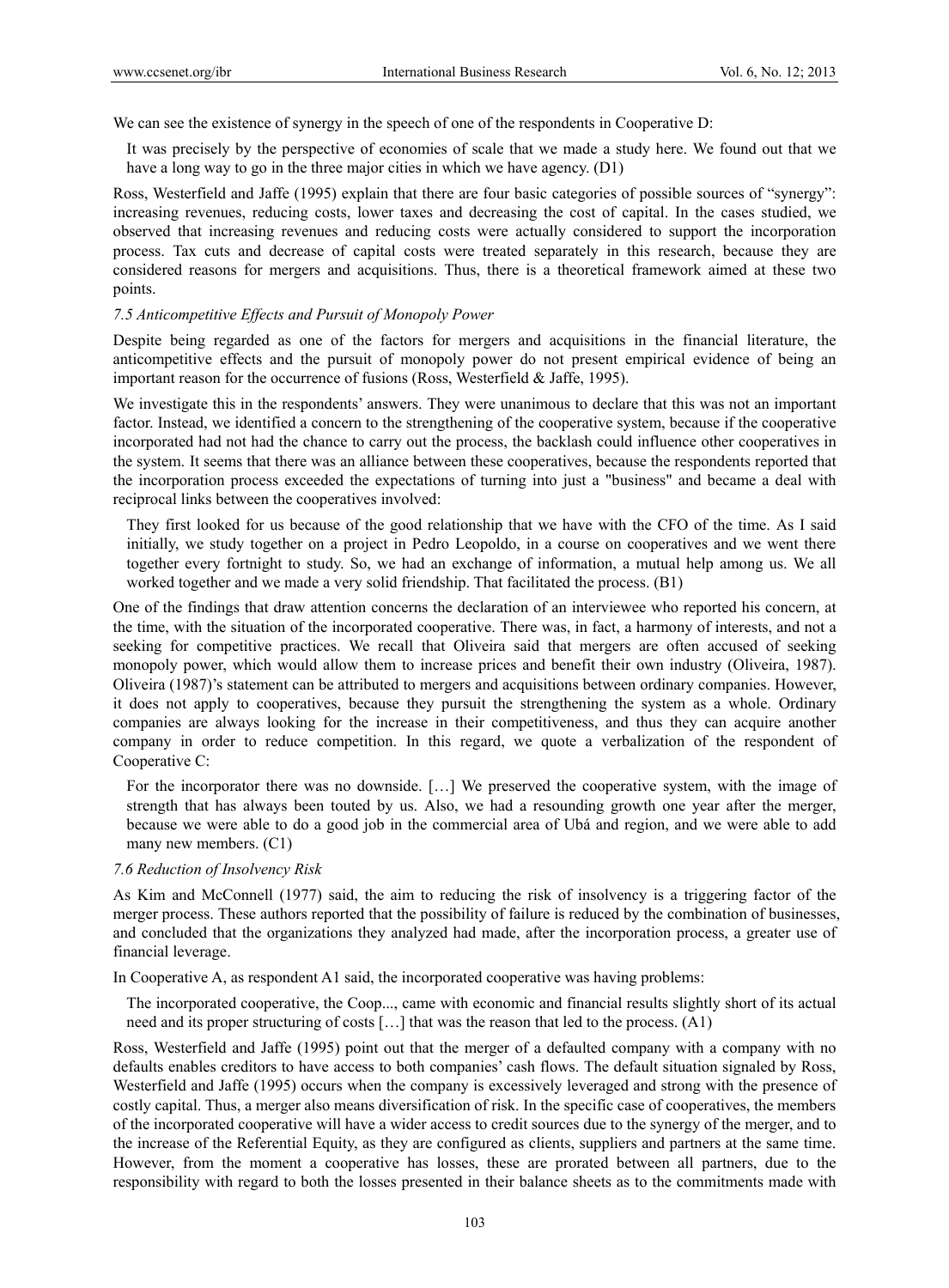We can see the existence of synergy in the speech of one of the respondents in Cooperative D:

> It was precisely by the perspective of economies of scale that we made a study here. We found out that we have a long way to go in the three major cities in which we have agency. (D1)

Ross, Westerfield and Jaffe (1995) explain that there are four basic categories of possible sources of "synergy": increasing revenues, reducing costs, lower taxes and decreasing the cost of capital. In the cases studied, we observed that increasing revenues and reducing costs were actually considered to support the incorporation process. Tax cuts and decrease of capital costs were treated separately in this research, because they are considered reasons for mergers and acquisitions. Thus, there is a theoretical framework aimed at these two points.

### *7.5 Anticompetitive Effects and Pursuit of Monopoly Power*

Despite being regarded as one of the factors for mergers and acquisitions in the financial literature, the anticompetitive effects and the pursuit of monopoly power do not present empirical evidence of being an important reason for the occurrence of fusions (Ross, Westerfield & Jaffe, 1995).

We investigate this in the respondents' answers. They were unanimous to declare that this was not an important factor. Instead, we identified a concern to the strengthening of the cooperative system, because if the cooperative incorporated had not had the chance to carry out the process, the backlash could influence other cooperatives in the system. It seems that there was an alliance between these cooperatives, because the respondents reported that the incorporation process exceeded the expectations of turning into just a "business" and became a deal with reciprocal links between the cooperatives involved:

> They first looked for us because of the good relationship that we have with the CFO of the time. As I said initially, we study together on a project in Pedro Leopoldo, in a course on cooperatives and we went there together every fortnight to study. So, we had an exchange of information, a mutual help among us. We all worked together and we made a very solid friendship. That facilitated the process. (B1)

One of the findings that draw attention concerns the declaration of an interviewee who reported his concern, at the time, with the situation of the incorporated cooperative. There was, in fact, a harmony of interests, and not a seeking for competitive practices. We recall that Oliveira said that mergers are often accused of seeking monopoly power, which would allow them to increase prices and benefit their own industry (Oliveira, 1987). Oliveira (1987)'s statement can be attributed to mergers and acquisitions between ordinary companies. However, it does not apply to cooperatives, because they pursuit the strengthening the system as a whole. Ordinary companies are always looking for the increase in their competitiveness, and thus they can acquire another company in order to reduce competition. In this regard, we quote a verbalization of the respondent of Cooperative C:

> For the incorporator there was no downside. […] We preserved the cooperative system, with the image of strength that has always been touted by us. Also, we had a resounding growth one year after the merger, because we were able to do a good job in the commercial area of Ubá and region, and we were able to add many new members. (C1)

### *7.6 Reduction of Insolvency Risk*

As Kim and McConnell (1977) said, the aim to reducing the risk of insolvency is a triggering factor of the merger process. These authors reported that the possibility of failure is reduced by the combination of businesses, and concluded that the organizations they analyzed had made, after the incorporation process, a greater use of financial leverage.

In Cooperative A, as respondent A1 said, the incorporated cooperative was having problems:

> The incorporated cooperative, the Coop..., came with economic and financial results slightly short of its actual need and its proper structuring of costs […] that was the reason that led to the process. (A1)

Ross, Westerfield and Jaffe (1995) point out that the merger of a defaulted company with a company with no defaults enables creditors to have access to both companies' cash flows. The default situation signaled by Ross, Westerfield and Jaffe (1995) occurs when the company is excessively leveraged and strong with the presence of costly capital. Thus, a merger also means diversification of risk. In the specific case of cooperatives, the members of the incorporated cooperative will have a wider access to credit sources due to the synergy of the merger, and to the increase of the Referential Equity, as they are configured as clients, suppliers and partners at the same time. However, from the moment a cooperative has losses, these are prorated between all partners, due to the responsibility with regard to both the losses presented in their balance sheets as to the commitments made with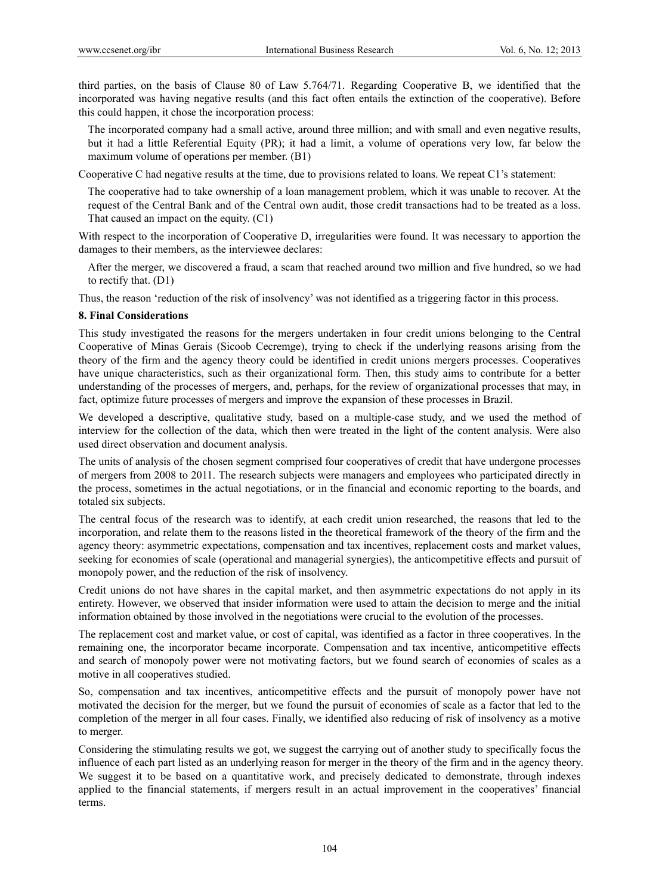third parties, on the basis of Clause 80 of Law 5.764/71. Regarding Cooperative B, we identified that the incorporated was having negative results (and this fact often entails the extinction of the cooperative). Before this could happen, it chose the incorporation process:

> The incorporated company had a small active, around three million; and with small and even negative results, but it had a little Referential Equity (PR); it had a limit, a volume of operations very low, far below the maximum volume of operations per member. (B1)

Cooperative C had negative results at the time, due to provisions related to loans. We repeat C1's statement:

> The cooperative had to take ownership of a loan management problem, which it was unable to recover. At the request of the Central Bank and of the Central own audit, those credit transactions had to be treated as a loss. That caused an impact on the equity. (C1)

With respect to the incorporation of Cooperative D, irregularities were found. It was necessary to apportion the damages to their members, as the interviewee declares:

> After the merger, we discovered a fraud, a scam that reached around two million and five hundred, so we had to rectify that. (D1)

Thus, the reason 'reduction of the risk of insolvency' was not identified as a triggering factor in this process.

## 8. Final Considerations

This study investigated the reasons for the mergers undertaken in four credit unions belonging to the Central Cooperative of Minas Gerais (Sicoob Cecremge), trying to check if the underlying reasons arising from the theory of the firm and the agency theory could be identified in credit unions mergers processes. Cooperatives have unique characteristics, such as their organizational form. Then, this study aims to contribute for a better understanding of the processes of mergers, and, perhaps, for the review of organizational processes that may, in fact, optimize future processes of mergers and improve the expansion of these processes in Brazil.

We developed a descriptive, qualitative study, based on a multiple-case study, and we used the method of interview for the collection of the data, which then were treated in the light of the content analysis. Were also used direct observation and document analysis.

The units of analysis of the chosen segment comprised four cooperatives of credit that have undergone processes of mergers from 2008 to 2011. The research subjects were managers and employees who participated directly in the process, sometimes in the actual negotiations, or in the financial and economic reporting to the boards, and totaled six subjects.

The central focus of the research was to identify, at each credit union researched, the reasons that led to the incorporation, and relate them to the reasons listed in the theoretical framework of the theory of the firm and the agency theory: asymmetric expectations, compensation and tax incentives, replacement costs and market values, seeking for economies of scale (operational and managerial synergies), the anticompetitive effects and pursuit of monopoly power, and the reduction of the risk of insolvency.

Credit unions do not have shares in the capital market, and then asymmetric expectations do not apply in its entirety. However, we observed that insider information were used to attain the decision to merge and the initial information obtained by those involved in the negotiations were crucial to the evolution of the processes.

The replacement cost and market value, or cost of capital, was identified as a factor in three cooperatives. In the remaining one, the incorporator became incorporate. Compensation and tax incentive, anticompetitive effects and search of monopoly power were not motivating factors, but we found search of economies of scales as a motive in all cooperatives studied.

So, compensation and tax incentives, anticompetitive effects and the pursuit of monopoly power have not motivated the decision for the merger, but we found the pursuit of economies of scale as a factor that led to the completion of the merger in all four cases. Finally, we identified also reducing of risk of insolvency as a motive to merger.

Considering the stimulating results we got, we suggest the carrying out of another study to specifically focus the influence of each part listed as an underlying reason for merger in the theory of the firm and in the agency theory. We suggest it to be based on a quantitative work, and precisely dedicated to demonstrate, through indexes applied to the financial statements, if mergers result in an actual improvement in the cooperatives' financial terms.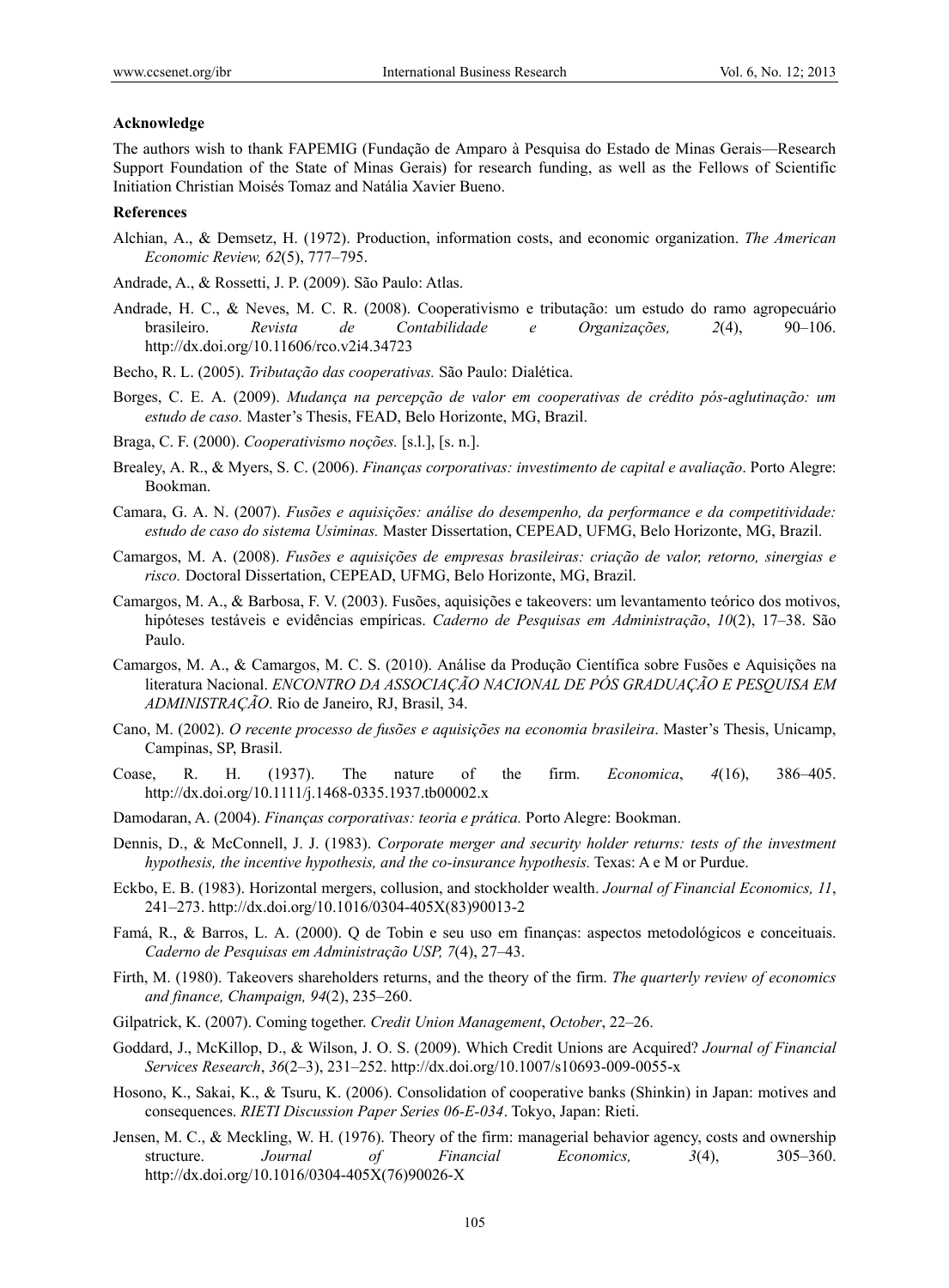## Acknowledge

The authors wish to thank FAPEMIG (Fundação de Amparo à Pesquisa do Estado de Minas Gerais—Research Support Foundation of the State of Minas Gerais) for research funding, as well as the Fellows of Scientific Initiation Christian Moisés Tomaz and Natália Xavier Bueno.

## References

Alchian, A., & Demsetz, H. (1972). Production, information costs, and economic organization. *The American Economic Review, 62*(5), 777–795.

Andrade, A., & Rossetti, J. P. (2009). São Paulo: Atlas.

Andrade, H. C., & Neves, M. C. R. (2008). Cooperativismo e tributação: um estudo do ramo agropecuário brasileiro. *Revista de Contabilidade e Organizações, 2*(4), 90–106. http://dx.doi.org/10.11606/rco.v2i4.34723

Becho, R. L. (2005). *Tributação das cooperativas.* São Paulo: Dialética.

Borges, C. E. A. (2009). *Mudança na percepção de valor em cooperativas de crédito pós-aglutinação: um estudo de caso.* Master's Thesis, FEAD, Belo Horizonte, MG, Brazil.

Braga, C. F. (2000). *Cooperativismo noções.* [s.l.], [s. n.].

Brealey, A. R., & Myers, S. C. (2006). *Finanças corporativas: investimento de capital e avaliação*. Porto Alegre: Bookman.

Camara, G. A. N. (2007). *Fusões e aquisições: análise do desempenho, da performance e da competitividade: estudo de caso do sistema Usiminas.* Master Dissertation, CEPEAD, UFMG, Belo Horizonte, MG, Brazil.

Camargos, M. A. (2008). *Fusões e aquisições de empresas brasileiras: criação de valor, retorno, sinergias e risco.* Doctoral Dissertation, CEPEAD, UFMG, Belo Horizonte, MG, Brazil.

Camargos, M. A., & Barbosa, F. V. (2003). Fusões, aquisições e takeovers: um levantamento teórico dos motivos, hipóteses testáveis e evidências empíricas. *Caderno de Pesquisas em Administração*, *10*(2), 17–38. São Paulo.

Camargos, M. A., & Camargos, M. C. S. (2010). Análise da Produção Científica sobre Fusões e Aquisições na literatura Nacional. *ENCONTRO DA ASSOCIAÇÃO NACIONAL DE PÓS GRADUAÇÃO E PESQUISA EM ADMINISTRAÇÃO*. Rio de Janeiro, RJ, Brasil, 34.

Cano, M. (2002). *O recente processo de fusões e aquisições na economia brasileira*. Master's Thesis, Unicamp, Campinas, SP, Brasil.

Coase, R. H. (1937). The nature of the firm. *Economica*, *4*(16), 386–405. http://dx.doi.org/10.1111/j.1468-0335.1937.tb00002.x

Damodaran, A. (2004). *Finanças corporativas: teoria e prática.* Porto Alegre: Bookman.

Dennis, D., & McConnell, J. J. (1983). *Corporate merger and security holder returns: tests of the investment hypothesis, the incentive hypothesis, and the co-insurance hypothesis.* Texas: A e M or Purdue.

Eckbo, E. B. (1983). Horizontal mergers, collusion, and stockholder wealth. *Journal of Financial Economics, 11*, 241–273. http://dx.doi.org/10.1016/0304-405X(83)90013-2

Famá, R., & Barros, L. A. (2000). Q de Tobin e seu uso em finanças: aspectos metodológicos e conceituais. *Caderno de Pesquisas em Administração USP, 7*(4), 27–43.

Firth, M. (1980). Takeovers shareholders returns, and the theory of the firm. *The quarterly review of economics and finance, Champaign, 94*(2), 235–260.

Gilpatrick, K. (2007). Coming together. *Credit Union Management*, *October*, 22–26.

Goddard, J., McKillop, D., & Wilson, J. O. S. (2009). Which Credit Unions are Acquired? *Journal of Financial Services Research*, *36*(2–3), 231–252. http://dx.doi.org/10.1007/s10693-009-0055-x

Hosono, K., Sakai, K., & Tsuru, K. (2006). Consolidation of cooperative banks (Shinkin) in Japan: motives and consequences. *RIETI Discussion Paper Series 06-E-034*. Tokyo, Japan: Rieti.

Jensen, M. C., & Meckling, W. H. (1976). Theory of the firm: managerial behavior agency, costs and ownership structure. *Journal of Financial Economics, 3*(4), 305–360. http://dx.doi.org/10.1016/0304-405X(76)90026-X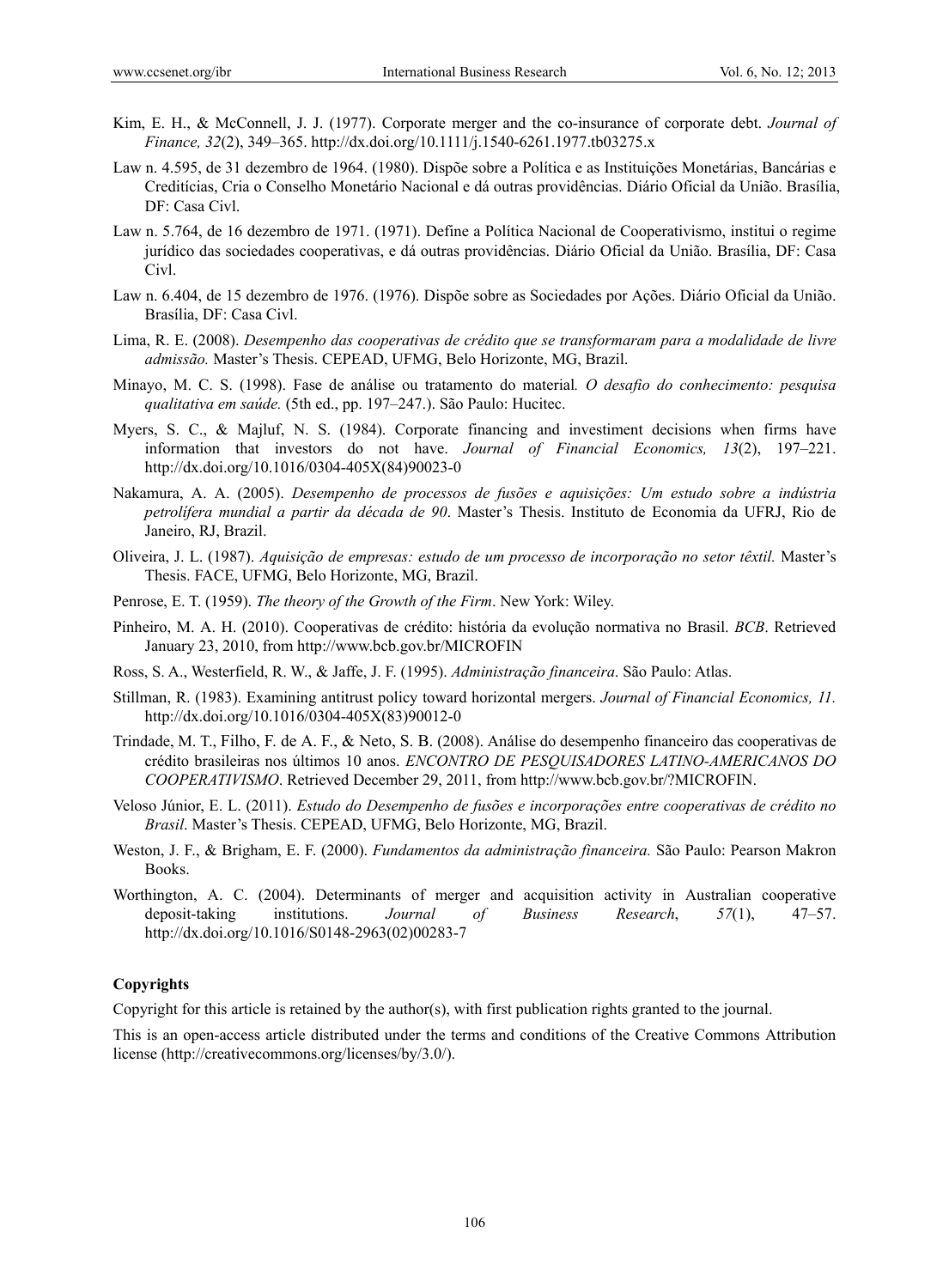Kim, E. H., & McConnell, J. J. (1977). Corporate merger and the co-insurance of corporate debt. *Journal of Finance, 32*(2), 349–365. http://dx.doi.org/10.1111/j.1540-6261.1977.tb03275.x

Law n. 4.595, de 31 dezembro de 1964. (1980). Dispõe sobre a Política e as Instituições Monetárias, Bancárias e Creditícias, Cria o Conselho Monetário Nacional e dá outras providências. Diário Oficial da União. Brasília, DF: Casa Civl.

Law n. 5.764, de 16 dezembro de 1971. (1971). Define a Política Nacional de Cooperativismo, institui o regime jurídico das sociedades cooperativas, e dá outras providências. Diário Oficial da União. Brasília, DF: Casa Civl.

Law n. 6.404, de 15 dezembro de 1976. (1976). Dispõe sobre as Sociedades por Ações. Diário Oficial da União. Brasília, DF: Casa Civl.

Lima, R. E. (2008). *Desempenho das cooperativas de crédito que se transformaram para a modalidade de livre admissão.* Master's Thesis. CEPEAD, UFMG, Belo Horizonte, MG, Brazil.

Minayo, M. C. S. (1998). Fase de análise ou tratamento do material*. O desafio do conhecimento: pesquisa qualitativa em saúde.* (5th ed., pp. 197–247.). São Paulo: Hucitec.

Myers, S. C., & Majluf, N. S. (1984). Corporate financing and investiment decisions when firms have information that investors do not have. *Journal of Financial Economics, 13*(2), 197–221. http://dx.doi.org/10.1016/0304-405X(84)90023-0

Nakamura, A. A. (2005). *Desempenho de processos de fusões e aquisições: Um estudo sobre a indústria petrolífera mundial a partir da década de 90*. Master's Thesis. Instituto de Economia da UFRJ, Rio de Janeiro, RJ, Brazil.

Oliveira, J. L. (1987). *Aquisição de empresas: estudo de um processo de incorporação no setor têxtil.* Master's Thesis. FACE, UFMG, Belo Horizonte, MG, Brazil.

Penrose, E. T. (1959). *The theory of the Growth of the Firm*. New York: Wiley.

Pinheiro, M. A. H. (2010). Cooperativas de crédito: história da evolução normativa no Brasil. *BCB*. Retrieved January 23, 2010, from http://www.bcb.gov.br/MICROFIN

Ross, S. A., Westerfield, R. W., & Jaffe, J. F. (1995). *Administração financeira*. São Paulo: Atlas.

Stillman, R. (1983). Examining antitrust policy toward horizontal mergers. *Journal of Financial Economics, 11.* http://dx.doi.org/10.1016/0304-405X(83)90012-0

Trindade, M. T., Filho, F. de A. F., & Neto, S. B. (2008). Análise do desempenho financeiro das cooperativas de crédito brasileiras nos últimos 10 anos. *ENCONTRO DE PESQUISADORES LATINO-AMERICANOS DO COOPERATIVISMO*. Retrieved December 29, 2011, from http://www.bcb.gov.br/?MICROFIN.

Veloso Júnior, E. L. (2011). *Estudo do Desempenho de fusões e incorporações entre cooperativas de crédito no Brasil*. Master's Thesis. CEPEAD, UFMG, Belo Horizonte, MG, Brazil.

Weston, J. F., & Brigham, E. F. (2000). *Fundamentos da administração financeira.* São Paulo: Pearson Makron Books.

Worthington, A. C. (2004). Determinants of merger and acquisition activity in Australian cooperative deposit-taking institutions. *Journal of Business Research*, *57*(1), 47–57. http://dx.doi.org/10.1016/S0148-2963(02)00283-7

**Copyrights**

Copyright for this article is retained by the author(s), with first publication rights granted to the journal.

This is an open-access article distributed under the terms and conditions of the Creative Commons Attribution license (http://creativecommons.org/licenses/by/3.0/).